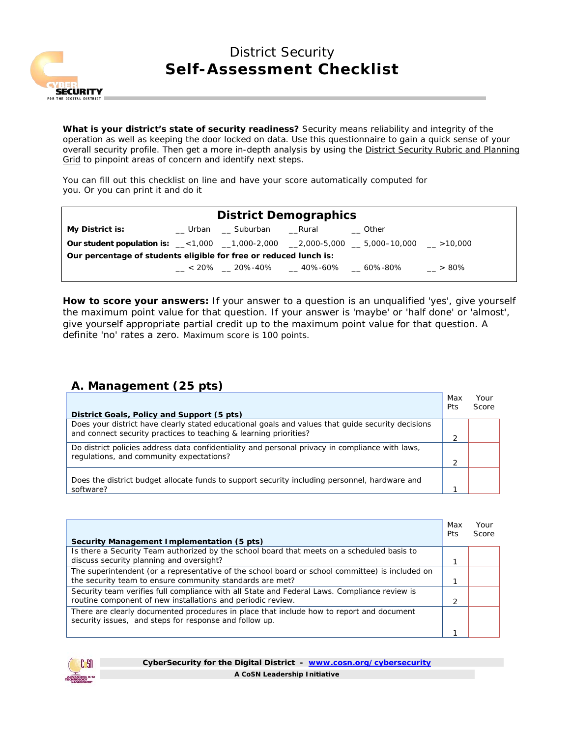# District Security
## Self-Assessment Checklist

**What is your district's state of security readiness?** Security means reliability and integrity of the operation as well as keeping the door locked on data. Use this questionnaire to gain a quick sense of your overall security profile. Then get a more in-depth analysis by using the District Security Rubric and Planning Grid to pinpoint areas of concern and identify next steps.

You can fill out this checklist on line and have your score automatically computed for you. Or you can print it and do it

### District Demographics

| | | | | | |
|---|---|---|---|---|---|
| **My District is:** | __ Urban | __ Suburban | __Rural | __ Other | |
| **Our student population is:** | __<1,000 | __1,000-2,000 | __2,000-5,000 | __ 5,000–10,000 | __ >10,000 |
| **Our percentage of students eligible for free or reduced lunch is:** | | | | | |
| | __ < 20% | __ 20%-40% | __ 40%-60% | __ 60%-80% | __ > 80% |

**How to score your answers:** If your answer to a question is an unqualified 'yes', give yourself the maximum point value for that question. If your answer is 'maybe' or 'half done' or 'almost', give yourself appropriate partial credit up to the maximum point value for that question. A definite 'no' rates a zero. Maximum score is 100 points.

## A. Management (25 pts)

| District Goals, Policy and Support (5 pts) | Max Pts | Your Score |
|---|---|---|
| Does your district have clearly stated educational goals and values that guide security decisions and connect security practices to teaching & learning priorities? | 2 | |
| Do district policies address data confidentiality and personal privacy in compliance with laws, regulations, and community expectations? | 2 | |
| Does the district budget allocate funds to support security including personnel, hardware and software? | 1 | |

| Security Management Implementation (5 pts) | Max Pts | Your Score |
|---|---|---|
| Is there a Security Team authorized by the school board that meets on a scheduled basis to discuss security planning and oversight? | 1 | |
| The superintendent (or a representative of the school board or school committee) is included on the security team to ensure community standards are met? | 1 | |
| Security team verifies full compliance with all State and Federal Laws. Compliance review is routine component of new installations and periodic review. | 2 | |
| There are clearly documented procedures in place that include how to report and document security issues, and steps for response and follow up. | 1 | |

CyberSecurity for the Digital District - www.cosn.org/cybersecurity

A CoSN Leadership Initiative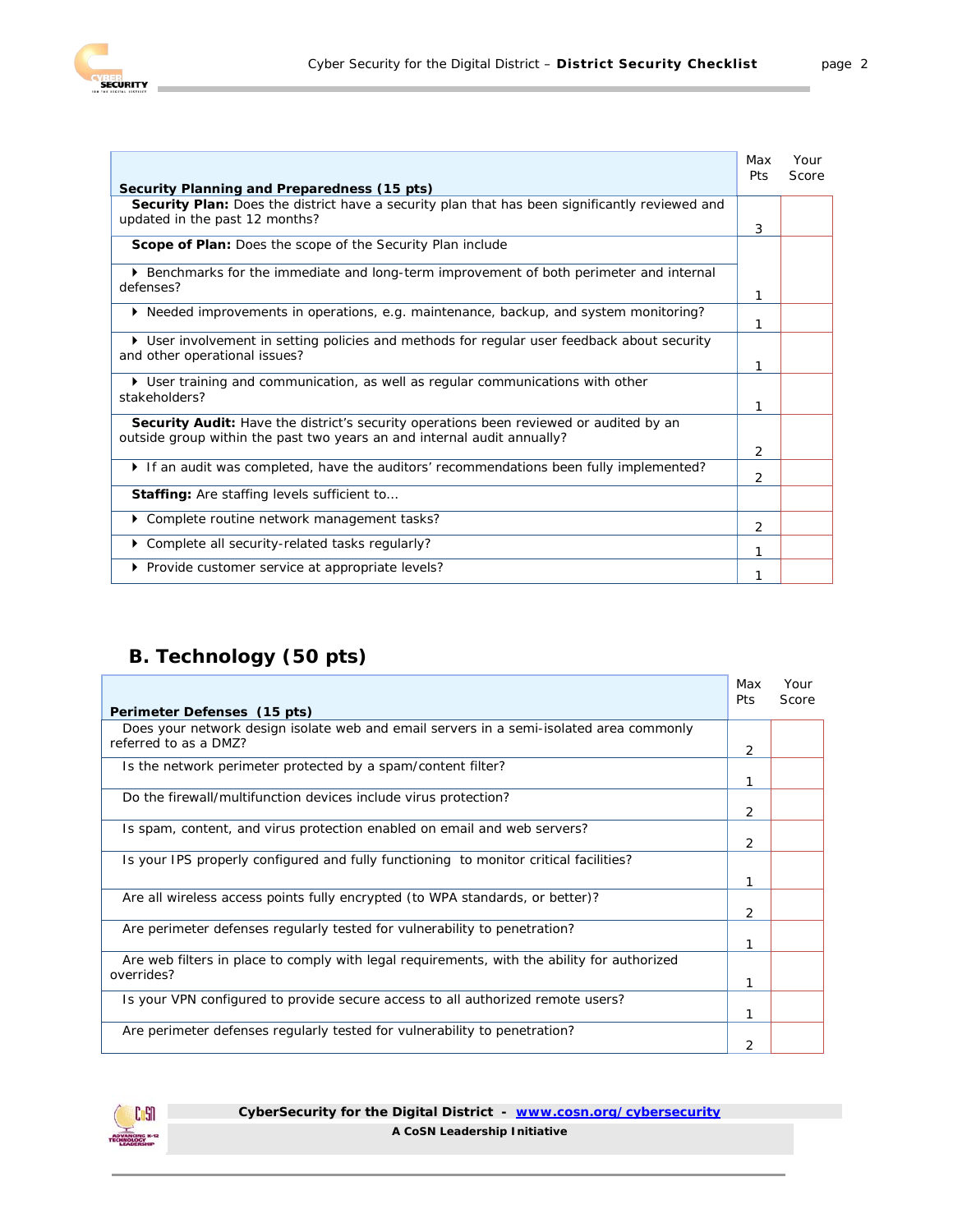| Security Planning and Preparedness (15 pts) | Max Pts | Your Score |
| --- | --- | --- |
| **Security Plan:** Does the district have a security plan that has been significantly reviewed and updated in the past 12 months? | 3 | |
| **Scope of Plan:** Does the scope of the Security Plan include | | |
| ▸ Benchmarks for the immediate and long-term improvement of both perimeter and internal defenses? | 1 | |
| ▸ Needed improvements in operations, e.g. maintenance, backup, and system monitoring? | 1 | |
| ▸ User involvement in setting policies and methods for regular user feedback about security and other operational issues? | 1 | |
| ▸ User training and communication, as well as regular communications with other stakeholders? | 1 | |
| **Security Audit:** Have the district's security operations been reviewed or audited by an outside group within the past two years an and internal audit annually? | 2 | |
| ▸ If an audit was completed, have the auditors' recommendations been fully implemented? | 2 | |
| **Staffing:** Are staffing levels sufficient to… | | |
| ▸ Complete routine network management tasks? | 2 | |
| ▸ Complete all security-related tasks regularly? | 1 | |
| ▸ Provide customer service at appropriate levels? | 1 | |

## B. Technology (50 pts)

| Perimeter Defenses (15 pts) | Max Pts | Your Score |
| --- | --- | --- |
| Does your network design isolate web and email servers in a semi-isolated area commonly referred to as a DMZ? | 2 | |
| Is the network perimeter protected by a spam/content filter? | 1 | |
| Do the firewall/multifunction devices include virus protection? | 2 | |
| Is spam, content, and virus protection enabled on email and web servers? | 2 | |
| Is your IPS properly configured and fully functioning to monitor critical facilities? | 1 | |
| Are all wireless access points fully encrypted (to WPA standards, or better)? | 2 | |
| Are perimeter defenses regularly tested for vulnerability to penetration? | 1 | |
| Are web filters in place to comply with legal requirements, with the ability for authorized overrides? | 1 | |
| Is your VPN configured to provide secure access to all authorized remote users? | 1 | |
| Are perimeter defenses regularly tested for vulnerability to penetration? | 2 | |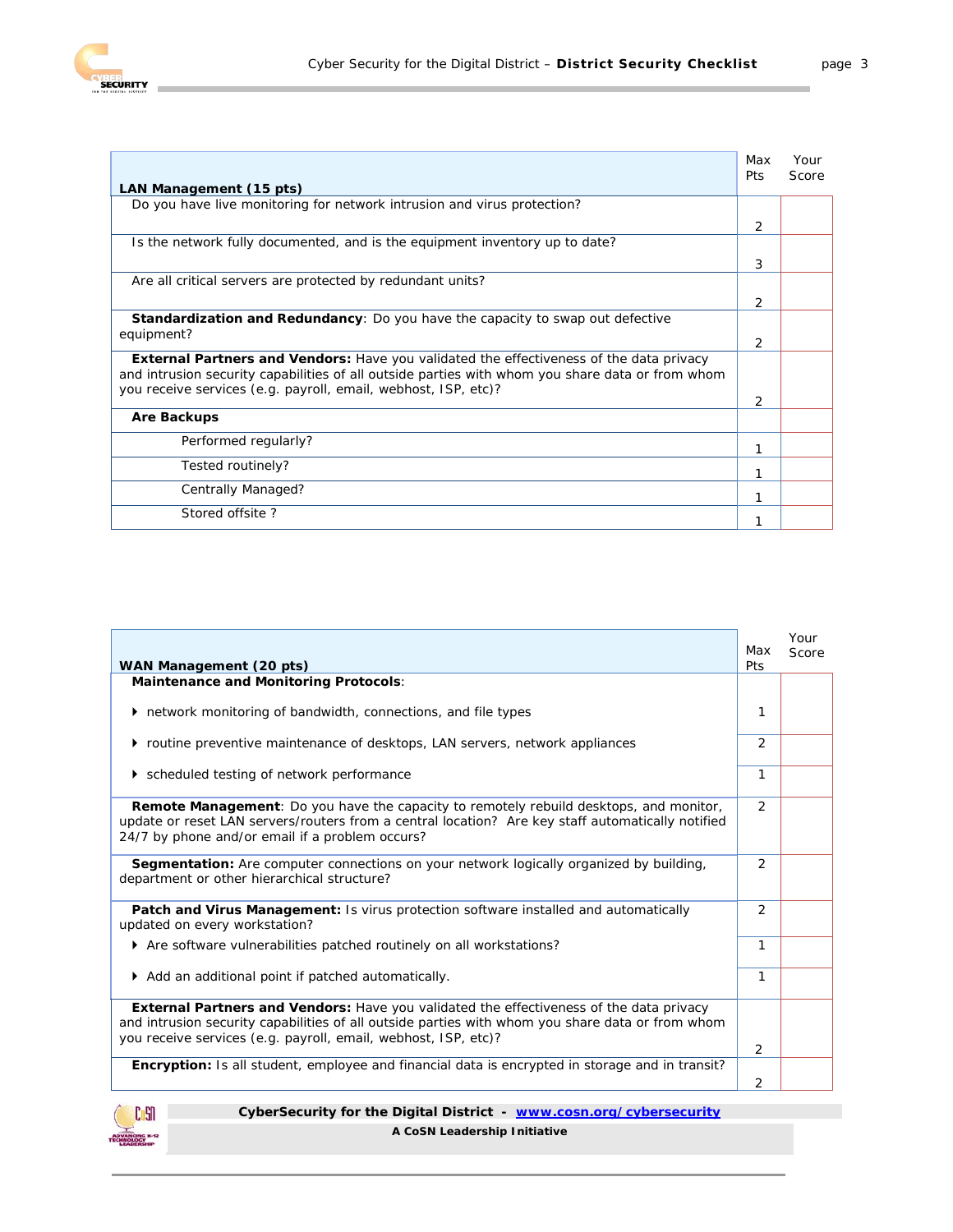| LAN Management (15 pts) | Max Pts | Your Score |
|---|---|---|
| Do you have live monitoring for network intrusion and virus protection? | 2 | |
| Is the network fully documented, and is the equipment inventory up to date? | 3 | |
| Are all critical servers are protected by redundant units? | 2 | |
| **Standardization and Redundancy**: Do you have the capacity to swap out defective equipment? | 2 | |
| **External Partners and Vendors:** Have you validated the effectiveness of the data privacy and intrusion security capabilities of all outside parties with whom you share data or from whom you receive services (e.g. payroll, email, webhost, ISP, etc)? | 2 | |
| **Are Backups** | | |
| Performed regularly? | 1 | |
| Tested routinely? | 1 | |
| Centrally Managed? | 1 | |
| Stored offsite ? | 1 | |

| WAN Management (20 pts) | Max Pts | Your Score |
|---|---|---|
| **Maintenance and Monitoring Protocols**: ▸ network monitoring of bandwidth, connections, and file types | 1 | |
| ▸ routine preventive maintenance of desktops, LAN servers, network appliances | 2 | |
| ▸ scheduled testing of network performance | 1 | |
| **Remote Management**: Do you have the capacity to remotely rebuild desktops, and monitor, update or reset LAN servers/routers from a central location? Are key staff automatically notified 24/7 by phone and/or email if a problem occurs? | 2 | |
| **Segmentation:** Are computer connections on your network logically organized by building, department or other hierarchical structure? | 2 | |
| **Patch and Virus Management:** Is virus protection software installed and automatically updated on every workstation? | 2 | |
| ▸ Are software vulnerabilities patched routinely on all workstations? | 1 | |
| ▸ Add an additional point if patched automatically. | 1 | |
| **External Partners and Vendors:** Have you validated the effectiveness of the data privacy and intrusion security capabilities of all outside parties with whom you share data or from whom you receive services (e.g. payroll, email, webhost, ISP, etc)? | 2 | |
| **Encryption:** Is all student, employee and financial data is encrypted in storage and in transit? | 2 | |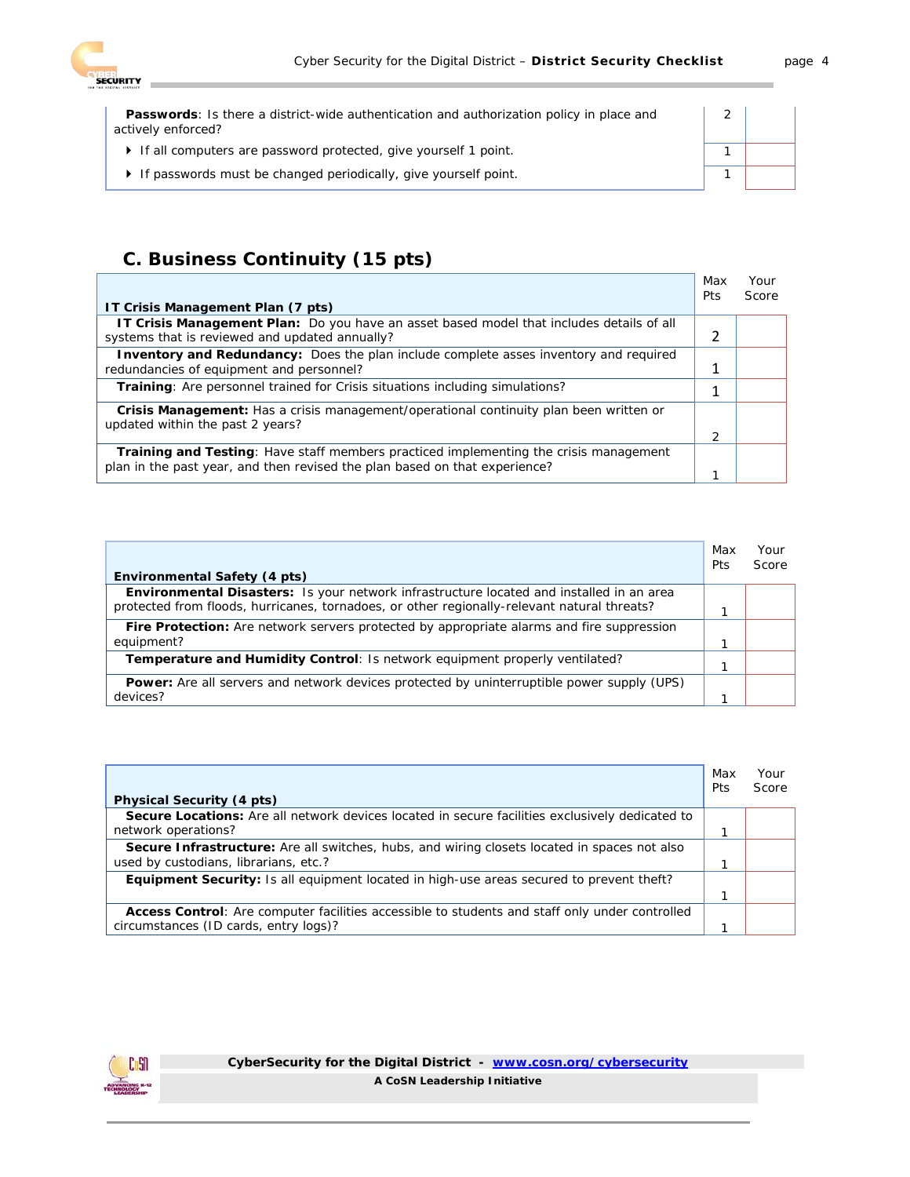| | Max Pts | Your Score |
|---|---|---|
| **Passwords**: Is there a district-wide authentication and authorization policy in place and actively enforced? | 2 | |
| ▸ If all computers are password protected, give yourself 1 point. | 1 | |
| ▸ If passwords must be changed periodically, give yourself point. | 1 | |

## C. Business Continuity (15 pts)

| IT Crisis Management Plan (7 pts) | Max Pts | Your Score |
|---|---|---|
| **IT Crisis Management Plan:** Do you have an asset based model that includes details of all systems that is reviewed and updated annually? | 2 | |
| **Inventory and Redundancy:** Does the plan include complete asses inventory and required redundancies of equipment and personnel? | 1 | |
| **Training**: Are personnel trained for Crisis situations including simulations? | 1 | |
| **Crisis Management:** Has a crisis management/operational continuity plan been written or updated within the past 2 years? | 2 | |
| **Training and Testing**: Have staff members practiced implementing the crisis management plan in the past year, and then revised the plan based on that experience? | 1 | |

| Environmental Safety (4 pts) | Max Pts | Your Score |
|---|---|---|
| **Environmental Disasters:** Is your network infrastructure located and installed in an area protected from floods, hurricanes, tornadoes, or other regionally-relevant natural threats? | 1 | |
| **Fire Protection:** Are network servers protected by appropriate alarms and fire suppression equipment? | 1 | |
| **Temperature and Humidity Control**: Is network equipment properly ventilated? | 1 | |
| **Power:** Are all servers and network devices protected by uninterruptible power supply (UPS) devices? | 1 | |

| Physical Security (4 pts) | Max Pts | Your Score |
|---|---|---|
| **Secure Locations:** Are all network devices located in secure facilities exclusively dedicated to network operations? | 1 | |
| **Secure Infrastructure:** Are all switches, hubs, and wiring closets located in spaces not also used by custodians, librarians, etc.? | 1 | |
| **Equipment Security:** Is all equipment located in high-use areas secured to prevent theft? | 1 | |
| **Access Control**: Are computer facilities accessible to students and staff only under controlled circumstances (ID cards, entry logs)? | 1 | |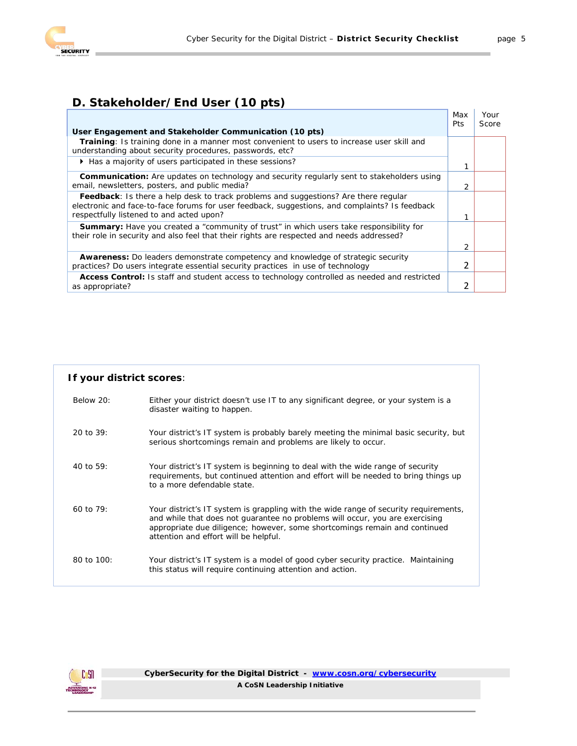## D. Stakeholder/End User (10 pts)

| User Engagement and Stakeholder Communication (10 pts) | Max Pts | Your Score |
|---|---|---|
| **Training**: Is training done in a manner most convenient to users to increase user skill and understanding about security procedures, passwords, etc? | | |
| ▸ Has a majority of users participated in these sessions? | 1 | |
| **Communication:** Are updates on technology and security regularly sent to stakeholders using email, newsletters, posters, and public media? | 2 | |
| **Feedback**: Is there a help desk to track problems and suggestions? Are there regular electronic and face-to-face forums for user feedback, suggestions, and complaints? Is feedback respectfully listened to and acted upon? | 1 | |
| **Summary:** Have you created a "community of trust" in which users take responsibility for their role in security and also feel that their rights are respected and needs addressed? | 2 | |
| **Awareness:** Do leaders demonstrate competency and knowledge of strategic security practices? Do users integrate essential security practices in use of technology | 2 | |
| **Access Control:** Is staff and student access to technology controlled as needed and restricted as appropriate? | 2 | |

**If your district scores**:

| | |
|---|---|
| Below 20: | Either your district doesn't use IT to any significant degree, or your system is a disaster waiting to happen. |
| 20 to 39: | Your district's IT system is probably barely meeting the minimal basic security, but serious shortcomings remain and problems are likely to occur. |
| 40 to 59: | Your district's IT system is beginning to deal with the wide range of security requirements, but continued attention and effort will be needed to bring things up to a more defendable state. |
| 60 to 79: | Your district's IT system is grappling with the wide range of security requirements, and while that does not guarantee no problems will occur, you are exercising appropriate due diligence; however, some shortcomings remain and continued attention and effort will be helpful. |
| 80 to 100: | Your district's IT system is a model of good cyber security practice. Maintaining this status will require continuing attention and action. |